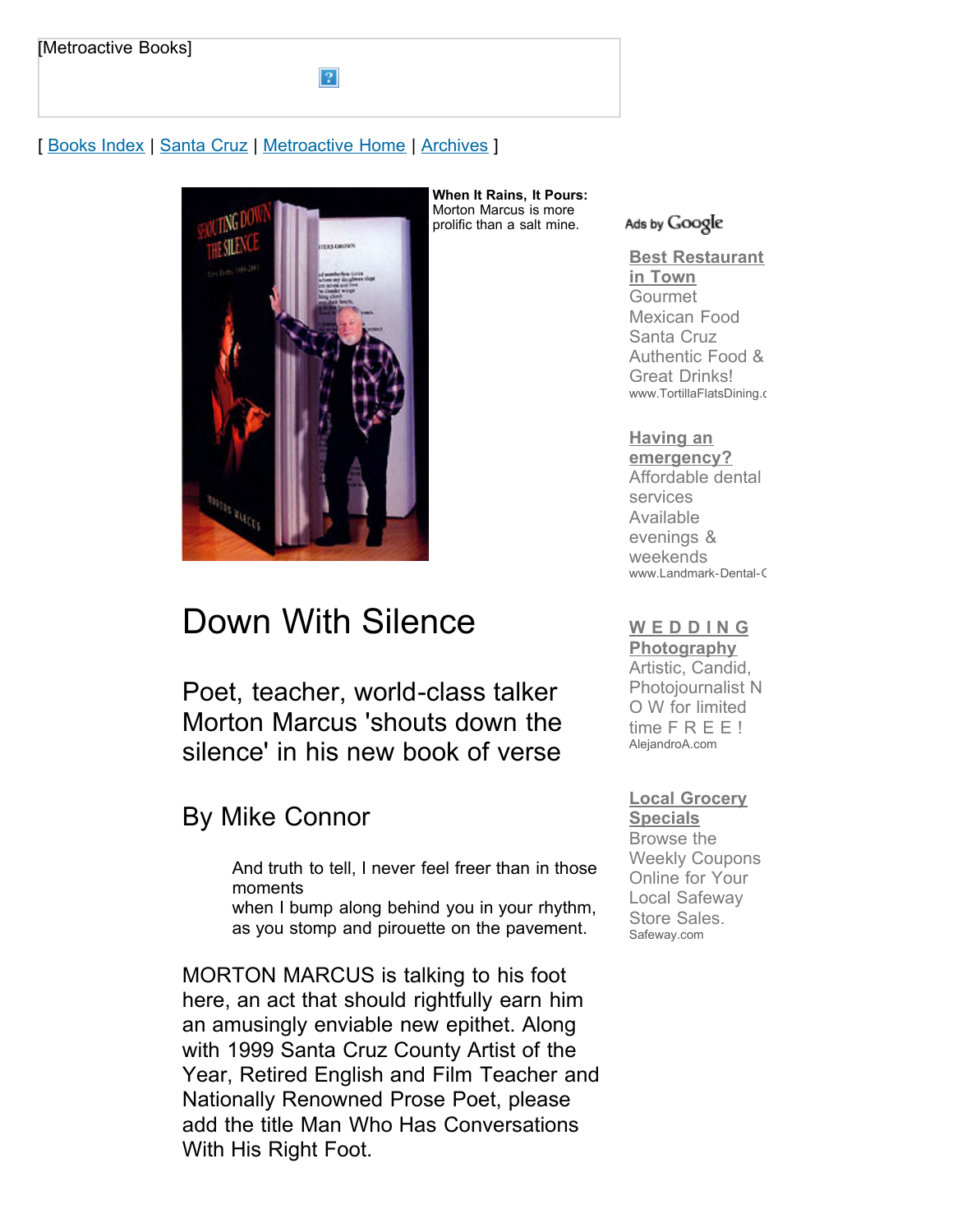[Metroactive Books]

[ Books Index | Santa Cruz | Metroactive Home | Archives ]

**When It Rains, It Pours:** Morton Marcus is more prolific than a salt mine.

# Down With Silence

## Poet, teacher, world-class talker Morton Marcus 'shouts down the silence' in his new book of verse

## By Mike Connor

> And truth to tell, I never feel freer than in those moments
> when I bump along behind you in your rhythm,
> as you stomp and pirouette on the pavement.

MORTON MARCUS is talking to his foot here, an act that should rightfully earn him an amusingly enviable new epithet. Along with 1999 Santa Cruz County Artist of the Year, Retired English and Film Teacher and Nationally Renowned Prose Poet, please add the title Man Who Has Conversations With His Right Foot.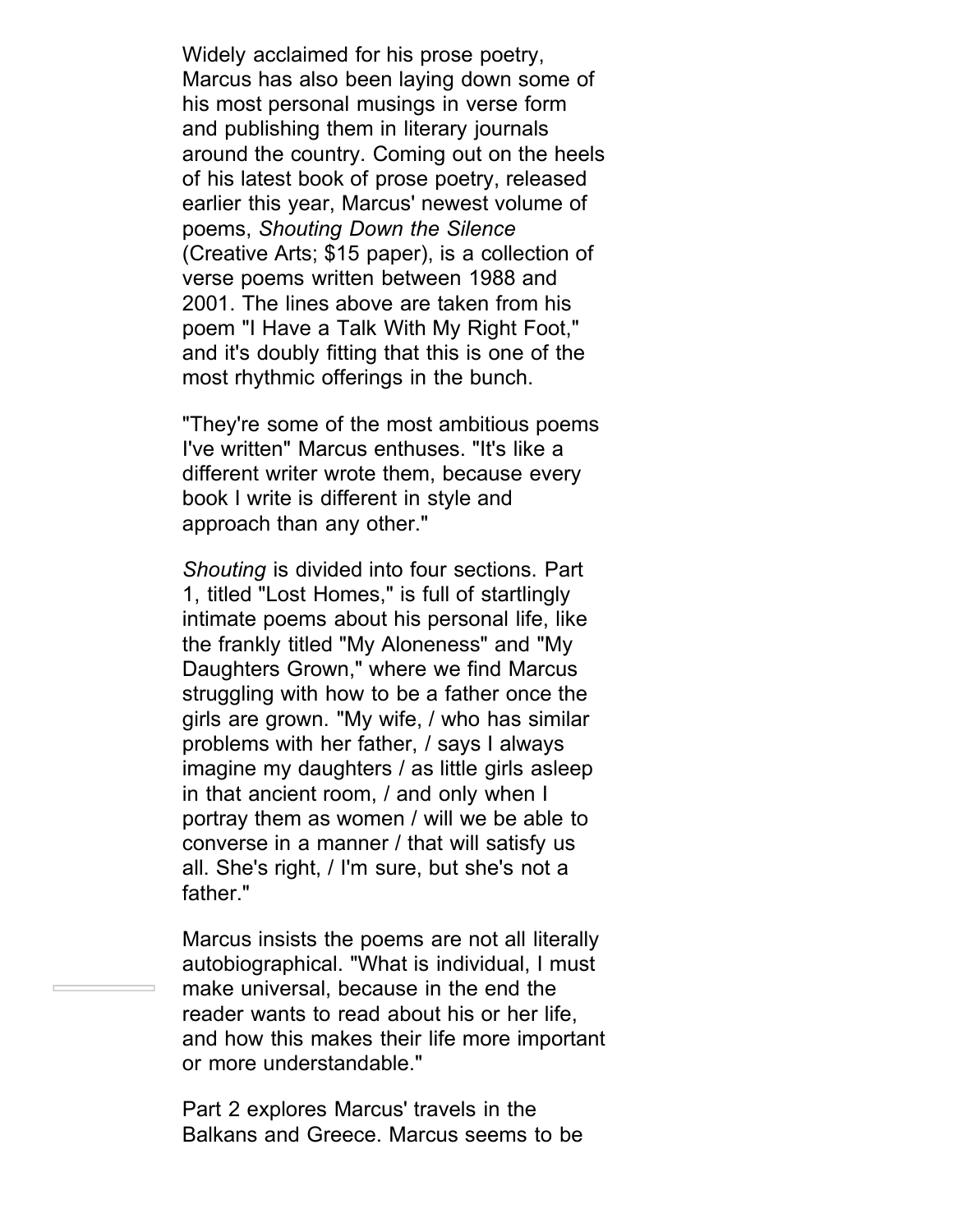Widely acclaimed for his prose poetry, Marcus has also been laying down some of his most personal musings in verse form and publishing them in literary journals around the country. Coming out on the heels of his latest book of prose poetry, released earlier this year, Marcus' newest volume of poems, *Shouting Down the Silence* (Creative Arts; $15 paper), is a collection of verse poems written between 1988 and 2001. The lines above are taken from his poem "I Have a Talk With My Right Foot," and it's doubly fitting that this is one of the most rhythmic offerings in the bunch.

"They're some of the most ambitious poems I've written" Marcus enthuses. "It's like a different writer wrote them, because every book I write is different in style and approach than any other."

*Shouting* is divided into four sections. Part 1, titled "Lost Homes," is full of startlingly intimate poems about his personal life, like the frankly titled "My Aloneness" and "My Daughters Grown," where we find Marcus struggling with how to be a father once the girls are grown. "My wife, / who has similar problems with her father, / says I always imagine my daughters / as little girls asleep in that ancient room, / and only when I portray them as women / will we be able to converse in a manner / that will satisfy us all. She's right, / I'm sure, but she's not a father."

Marcus insists the poems are not all literally autobiographical. "What is individual, I must make universal, because in the end the reader wants to read about his or her life, and how this makes their life more important or more understandable."

Part 2 explores Marcus' travels in the Balkans and Greece. Marcus seems to be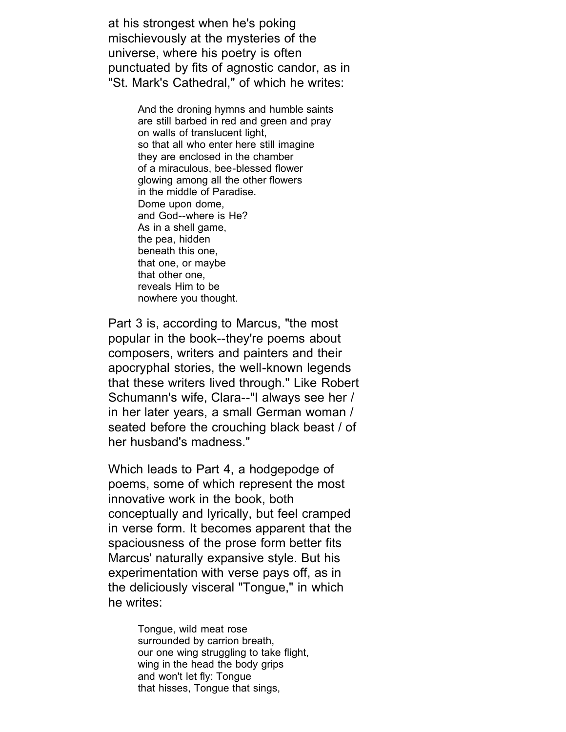at his strongest when he's poking mischievously at the mysteries of the universe, where his poetry is often punctuated by fits of agnostic candor, as in "St. Mark's Cathedral," of which he writes:

> And the droning hymns and humble saints  
> are still barbed in red and green and pray  
> on walls of translucent light,  
> so that all who enter here still imagine  
> they are enclosed in the chamber  
> of a miraculous, bee-blessed flower  
> glowing among all the other flowers  
> in the middle of Paradise.  
> Dome upon dome,  
> and God--where is He?  
> As in a shell game,  
> the pea, hidden  
> beneath this one,  
> that one, or maybe  
> that other one,  
> reveals Him to be  
> nowhere you thought.

Part 3 is, according to Marcus, "the most popular in the book--they're poems about composers, writers and painters and their apocryphal stories, the well-known legends that these writers lived through." Like Robert Schumann's wife, Clara--"I always see her / in her later years, a small German woman / seated before the crouching black beast / of her husband's madness."

Which leads to Part 4, a hodgepodge of poems, some of which represent the most innovative work in the book, both conceptually and lyrically, but feel cramped in verse form. It becomes apparent that the spaciousness of the prose form better fits Marcus' naturally expansive style. But his experimentation with verse pays off, as in the deliciously visceral "Tongue," in which he writes:

> Tongue, wild meat rose  
> surrounded by carrion breath,  
> our one wing struggling to take flight,  
> wing in the head the body grips  
> and won't let fly: Tongue  
> that hisses, Tongue that sings,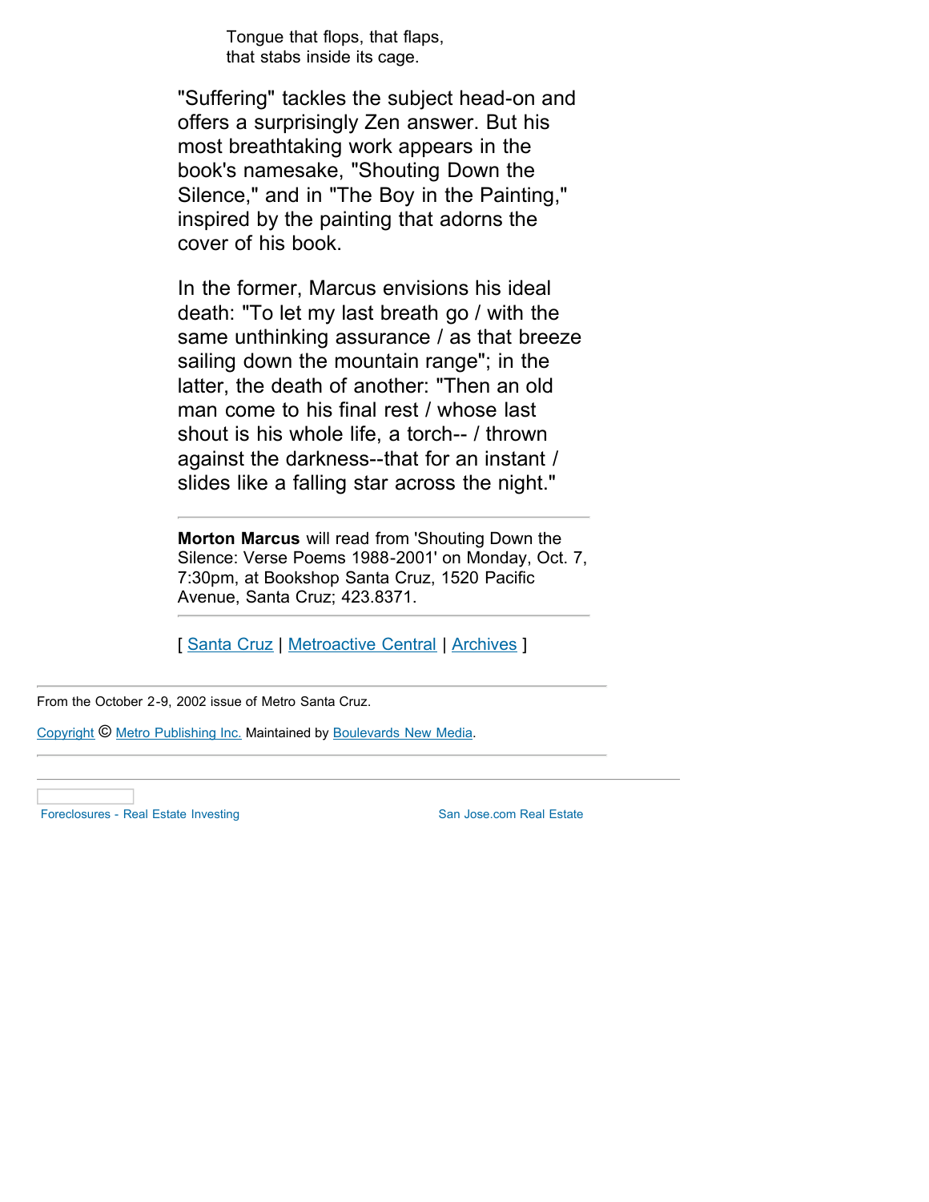> Tongue that flops, that flaps,
> that stabs inside its cage.

"Suffering" tackles the subject head-on and offers a surprisingly Zen answer. But his most breathtaking work appears in the book's namesake, "Shouting Down the Silence," and in "The Boy in the Painting," inspired by the painting that adorns the cover of his book.

In the former, Marcus envisions his ideal death: "To let my last breath go / with the same unthinking assurance / as that breeze sailing down the mountain range"; in the latter, the death of another: "Then an old man come to his final rest / whose last shout is his whole life, a torch-- / thrown against the darkness--that for an instant / slides like a falling star across the night."

---

**Morton Marcus** will read from 'Shouting Down the Silence: Verse Poems 1988-2001' on Monday, Oct. 7, 7:30pm, at Bookshop Santa Cruz, 1520 Pacific Avenue, Santa Cruz; 423.8371.

---

[ Santa Cruz | Metroactive Central | Archives ]

---

From the October 2-9, 2002 issue of Metro Santa Cruz.

Copyright © Metro Publishing Inc. Maintained by Boulevards New Media.

---

Foreclosures - Real Estate Investing

San Jose.com Real Estate